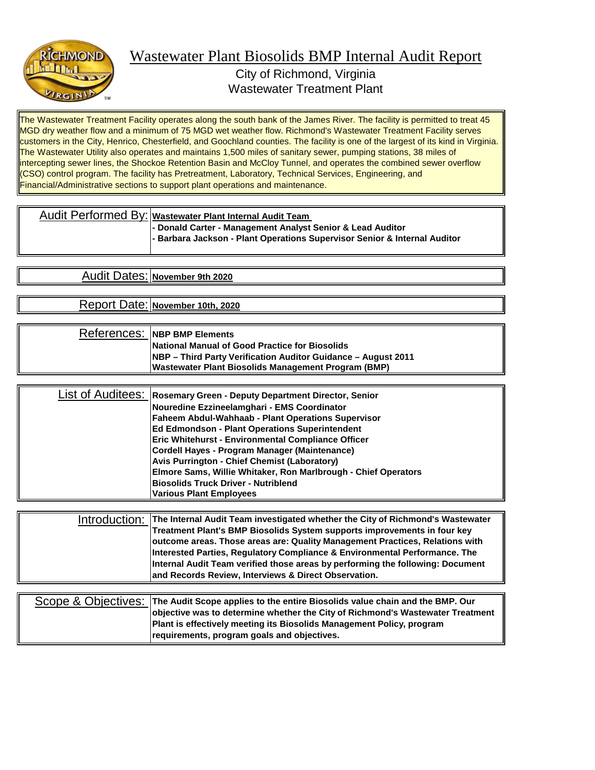# Wastewater Plant Biosolids BMP Internal Audit Report

City of Richmond, Virginia
Wastewater Treatment Plant

The Wastewater Treatment Facility operates along the south bank of the James River. The facility is permitted to treat 45 MGD dry weather flow and a minimum of 75 MGD wet weather flow. Richmond's Wastewater Treatment Facility serves customers in the City, Henrico, Chesterfield, and Goochland counties. The facility is one of the largest of its kind in Virginia. The Wastewater Utility also operates and maintains 1,500 miles of sanitary sewer, pumping stations, 38 miles of intercepting sewer lines, the Shockoe Retention Basin and McCloy Tunnel, and operates the combined sewer overflow (CSO) control program. The facility has Pretreatment, Laboratory, Technical Services, Engineering, and Financial/Administrative sections to support plant operations and maintenance.

| | |
|---|---|
| Audit Performed By: | **Wastewater Plant Internal Audit Team**<br>**- Donald Carter - Management Analyst Senior & Lead Auditor**<br>**- Barbara Jackson - Plant Operations Supervisor Senior & Internal Auditor** |
| Audit Dates: | **November 9th 2020** |
| Report Date: | **November 10th, 2020** |
| References: | **NBP BMP Elements**<br>**National Manual of Good Practice for Biosolids**<br>**NBP – Third Party Verification Auditor Guidance – August 2011**<br>**Wastewater Plant Biosolids Management Program (BMP)** |
| List of Auditees: | **Rosemary Green - Deputy Department Director, Senior**<br>**Nouredine Ezzineelamghari - EMS Coordinator**<br>**Faheem Abdul-Wahhaab - Plant Operations Supervisor**<br>**Ed Edmondson - Plant Operations Superintendent**<br>**Eric Whitehurst - Environmental Compliance Officer**<br>**Cordell Hayes - Program Manager (Maintenance)**<br>**Avis Purrington - Chief Chemist (Laboratory)**<br>**Elmore Sams, Willie Whitaker, Ron Marlbrough - Chief Operators**<br>**Biosolids Truck Driver - Nutriblend**<br>**Various Plant Employees** |
| Introduction: | **The Internal Audit Team investigated whether the City of Richmond's Wastewater Treatment Plant's BMP Biosolids System supports improvements in four key outcome areas. Those areas are: Quality Management Practices, Relations with Interested Parties, Regulatory Compliance & Environmental Performance. The Internal Audit Team verified those areas by performing the following: Document and Records Review, Interviews & Direct Observation.** |
| Scope & Objectives: | **The Audit Scope applies to the entire Biosolids value chain and the BMP. Our objective was to determine whether the City of Richmond's Wastewater Treatment Plant is effectively meeting its Biosolids Management Policy, program requirements, program goals and objectives.** |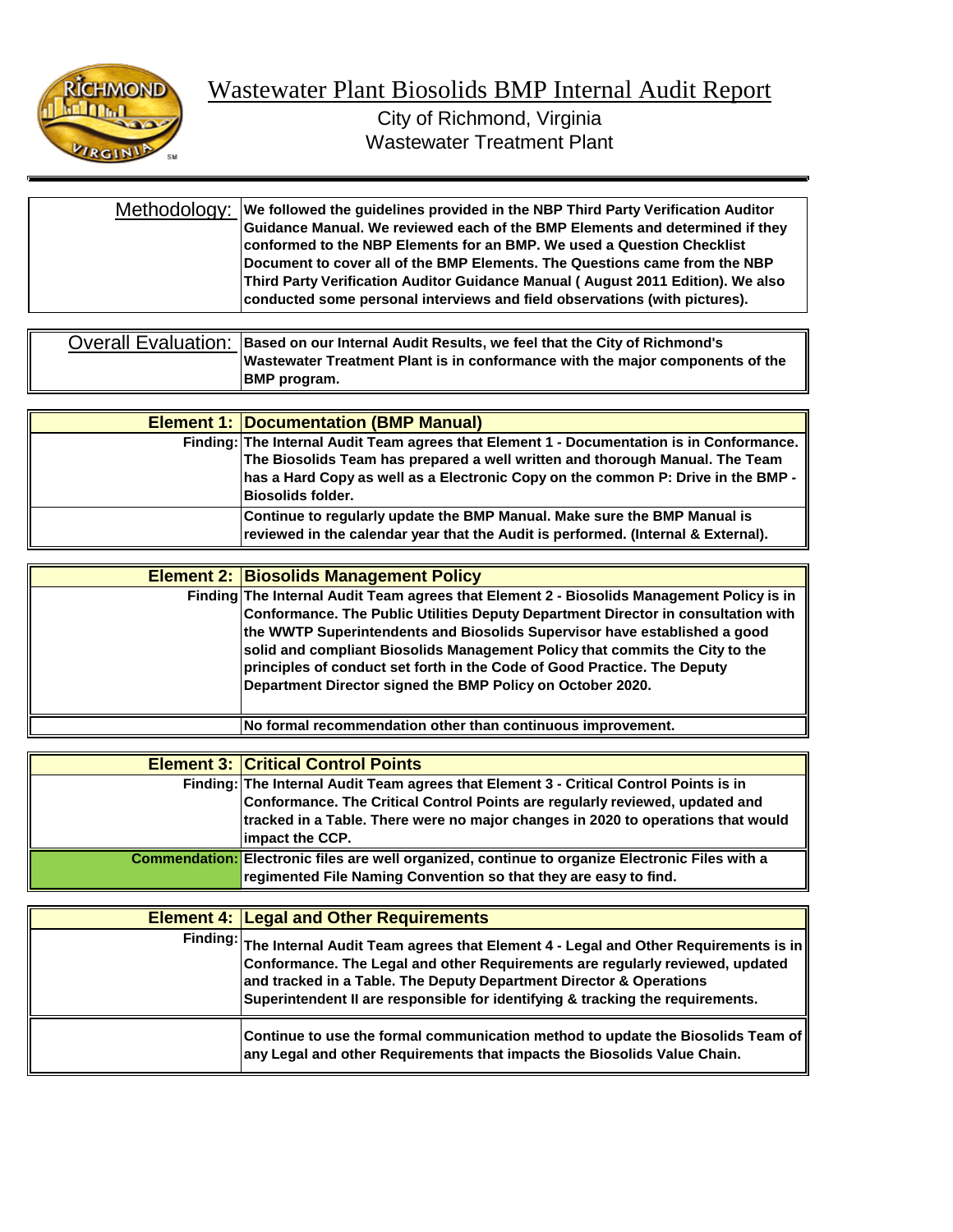# Wastewater Plant Biosolids BMP Internal Audit Report

City of Richmond, Virginia
Wastewater Treatment Plant

| | |
|---|---|
| Methodology: | **We followed the guidelines provided in the NBP Third Party Verification Auditor Guidance Manual. We reviewed each of the BMP Elements and determined if they conformed to the NBP Elements for an BMP. We used a Question Checklist Document to cover all of the BMP Elements. The Questions came from the NBP Third Party Verification Auditor Guidance Manual ( August 2011 Edition). We also conducted some personal interviews and field observations (with pictures).** |

| | |
|---|---|
| Overall Evaluation: | **Based on our Internal Audit Results, we feel that the City of Richmond's Wastewater Treatment Plant is in conformance with the major components of the BMP program.** |

| **Element 1:** | **Documentation (BMP Manual)** |
|---|---|
| **Finding:** | **The Internal Audit Team agrees that Element 1 - Documentation is in Conformance. The Biosolids Team has prepared a well written and thorough Manual. The Team has a Hard Copy as well as a Electronic Copy on the common P: Drive in the BMP - Biosolids folder.** |
| | **Continue to regularly update the BMP Manual. Make sure the BMP Manual is reviewed in the calendar year that the Audit is performed. (Internal & External).** |

| **Element 2:** | **Biosolids Management Policy** |
|---|---|
| **Finding** | **The Internal Audit Team agrees that Element 2 - Biosolids Management Policy is in Conformance. The Public Utilities Deputy Department Director in consultation with the WWTP Superintendents and Biosolids Supervisor have established a good solid and compliant Biosolids Management Policy that commits the City to the principles of conduct set forth in the Code of Good Practice. The Deputy Department Director signed the BMP Policy on October 2020.** |
| | **No formal recommendation other than continuous improvement.** |

| **Element 3:** | **Critical Control Points** |
|---|---|
| **Finding:** | **The Internal Audit Team agrees that Element 3 - Critical Control Points is in Conformance. The Critical Control Points are regularly reviewed, updated and tracked in a Table. There were no major changes in 2020 to operations that would impact the CCP.** |
| **Commendation:** | **Electronic files are well organized, continue to organize Electronic Files with a regimented File Naming Convention so that they are easy to find.** |

| **Element 4:** | **Legal and Other Requirements** |
|---|---|
| **Finding:** | **The Internal Audit Team agrees that Element 4 - Legal and Other Requirements is in Conformance. The Legal and other Requirements are regularly reviewed, updated and tracked in a Table. The Deputy Department Director & Operations Superintendent II are responsible for identifying & tracking the requirements.** |
| | **Continue to use the formal communication method to update the Biosolids Team of any Legal and other Requirements that impacts the Biosolids Value Chain.** |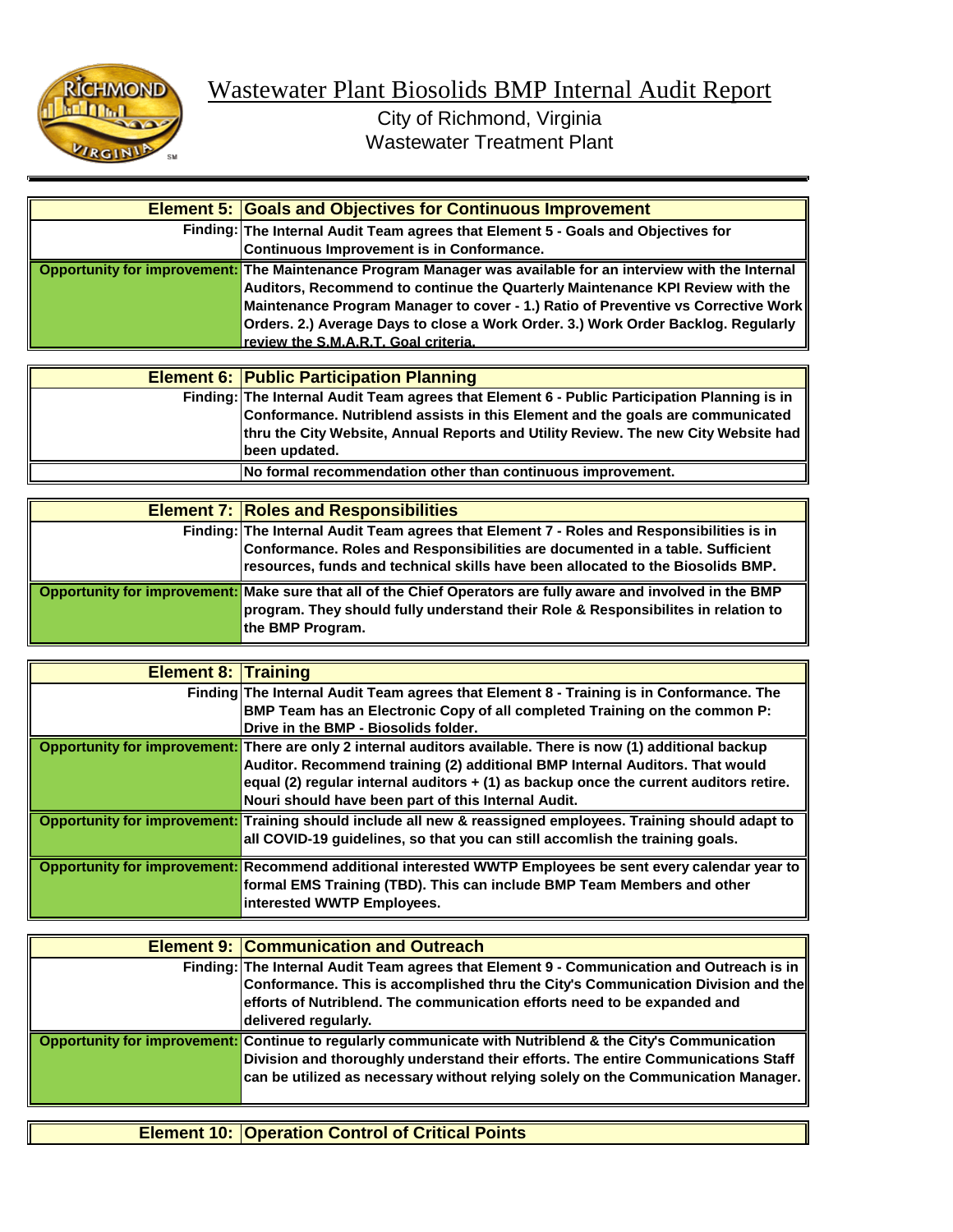# Wastewater Plant Biosolids BMP Internal Audit Report

City of Richmond, Virginia
Wastewater Treatment Plant

| **Element 5:** | **Goals and Objectives for Continuous Improvement** |
|---|---|
| **Finding:** | **The Internal Audit Team agrees that Element 5 - Goals and Objectives for Continuous Improvement is in Conformance.** |
| **Opportunity for improvement:** | **The Maintenance Program Manager was available for an interview with the Internal Auditors, Recommend to continue the Quarterly Maintenance KPI Review with the Maintenance Program Manager to cover - 1.) Ratio of Preventive vs Corrective Work Orders. 2.) Average Days to close a Work Order. 3.) Work Order Backlog. Regularly review the S.M.A.R.T. Goal criteria.** |

| **Element 6:** | **Public Participation Planning** |
|---|---|
| **Finding:** | **The Internal Audit Team agrees that Element 6 - Public Participation Planning is in Conformance. Nutriblend assists in this Element and the goals are communicated thru the City Website, Annual Reports and Utility Review. The new City Website had been updated.** |
| | **No formal recommendation other than continuous improvement.** |

| **Element 7:** | **Roles and Responsibilities** |
|---|---|
| **Finding:** | **The Internal Audit Team agrees that Element 7 - Roles and Responsibilities is in Conformance. Roles and Responsibilities are documented in a table. Sufficient resources, funds and technical skills have been allocated to the Biosolids BMP.** |
| **Opportunity for improvement:** | **Make sure that all of the Chief Operators are fully aware and involved in the BMP program. They should fully understand their Role & Responsibilites in relation to the BMP Program.** |

| **Element 8:** | **Training** |
|---|---|
| **Finding** | **The Internal Audit Team agrees that Element 8 - Training is in Conformance. The BMP Team has an Electronic Copy of all completed Training on the common P: Drive in the BMP - Biosolids folder.** |
| **Opportunity for improvement:** | **There are only 2 internal auditors available. There is now (1) additional backup Auditor. Recommend training (2) additional BMP Internal Auditors. That would equal (2) regular internal auditors + (1) as backup once the current auditors retire. Nouri should have been part of this Internal Audit.** |
| **Opportunity for improvement:** | **Training should include all new & reassigned employees. Training should adapt to all COVID-19 guidelines, so that you can still accomlish the training goals.** |
| **Opportunity for improvement:** | **Recommend additional interested WWTP Employees be sent every calendar year to formal EMS Training (TBD). This can include BMP Team Members and other interested WWTP Employees.** |

| **Element 9:** | **Communication and Outreach** |
|---|---|
| **Finding:** | **The Internal Audit Team agrees that Element 9 - Communication and Outreach is in Conformance. This is accomplished thru the City's Communication Division and the efforts of Nutriblend. The communication efforts need to be expanded and delivered regularly.** |
| **Opportunity for improvement:** | **Continue to regularly communicate with Nutriblend & the City's Communication Division and thoroughly understand their efforts. The entire Communications Staff can be utilized as necessary without relying solely on the Communication Manager.** |

| **Element 10:** | **Operation Control of Critical Points** |
|---|---|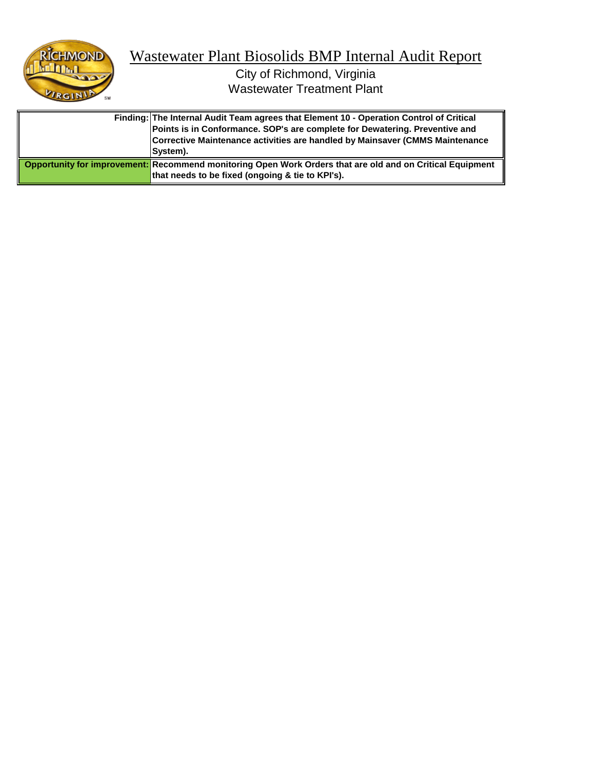# Wastewater Plant Biosolids BMP Internal Audit Report

City of Richmond, Virginia
Wastewater Treatment Plant

| | |
|---|---|
| **Finding:** | **The Internal Audit Team agrees that Element 10 - Operation Control of Critical Points is in Conformance. SOP's are complete for Dewatering. Preventive and Corrective Maintenance activities are handled by Mainsaver (CMMS Maintenance System).** |
| **Opportunity for improvement:** | **Recommend monitoring Open Work Orders that are old and on Critical Equipment that needs to be fixed (ongoing & tie to KPI's).** |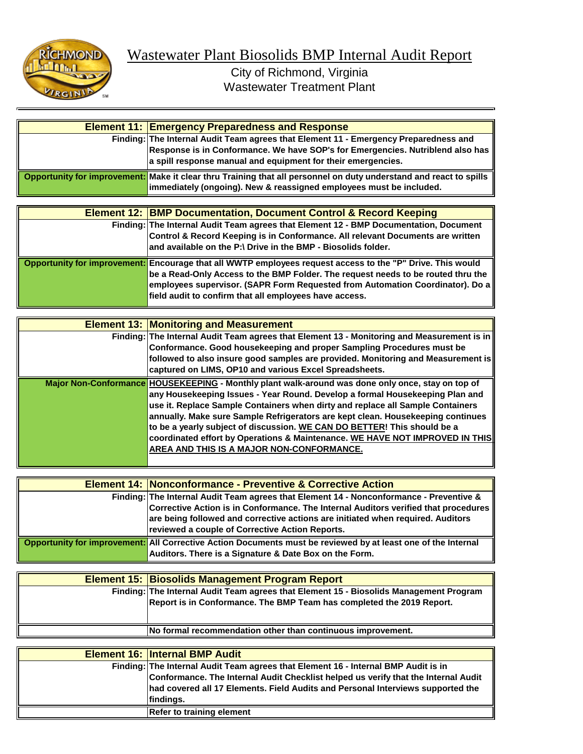# Wastewater Plant Biosolids BMP Internal Audit Report

City of Richmond, Virginia
Wastewater Treatment Plant

| Element 11: | Emergency Preparedness and Response |
|---|---|
| Finding: | The Internal Audit Team agrees that Element 11 - Emergency Preparedness and Response is in Conformance. We have SOP's for Emergencies. Nutriblend also has a spill response manual and equipment for their emergencies. |
| Opportunity for improvement: | Make it clear thru Training that all personnel on duty understand and react to spills immediately (ongoing). New & reassigned employees must be included. |

| Element 12: | BMP Documentation, Document Control & Record Keeping |
|---|---|
| Finding: | The Internal Audit Team agrees that Element 12 - BMP Documentation, Document Control & Record Keeping is in Conformance. All relevant Documents are written and available on the P:\ Drive in the BMP - Biosolids folder. |
| Opportunity for improvement: | Encourage that all WWTP employees request access to the "P" Drive. This would be a Read-Only Access to the BMP Folder. The request needs to be routed thru the employees supervisor. (SAPR Form Requested from Automation Coordinator). Do a field audit to confirm that all employees have access. |

| Element 13: | Monitoring and Measurement |
|---|---|
| Finding: | The Internal Audit Team agrees that Element 13 - Monitoring and Measurement is in Conformance. Good housekeeping and proper Sampling Procedures must be followed to also insure good samples are provided. Monitoring and Measurement is captured on LIMS, OP10 and various Excel Spreadsheets. |
| Major Non-Conformance | <u>HOUSEKEEPING</u> - Monthly plant walk-around was done only once, stay on top of any Housekeeping Issues - Year Round. Develop a formal Housekeeping Plan and use it. Replace Sample Containers when dirty and replace all Sample Containers annually. Make sure Sample Refrigerators are kept clean. Housekeeping continues to be a yearly subject of discussion. <u>WE CAN DO BETTER</u>! This should be a coordinated effort by Operations & Maintenance. <u>WE HAVE NOT IMPROVED IN THIS AREA AND THIS IS A MAJOR NON-CONFORMANCE.</u> |

| Element 14: | Nonconformance - Preventive & Corrective Action |
|---|---|
| Finding: | The Internal Audit Team agrees that Element 14 - Nonconformance - Preventive & Corrective Action is in Conformance. The Internal Auditors verified that procedures are being followed and corrective actions are initiated when required. Auditors reviewed a couple of Corrective Action Reports. |
| Opportunity for improvement: | All Corrective Action Documents must be reviewed by at least one of the Internal Auditors. There is a Signature & Date Box on the Form. |

| Element 15: | Biosolids Management Program Report |
|---|---|
| Finding: | The Internal Audit Team agrees that Element 15 - Biosolids Management Program Report is in Conformance. The BMP Team has completed the 2019 Report. |
| | No formal recommendation other than continuous improvement. |

| Element 16: | Internal BMP Audit |
|---|---|
| Finding: | The Internal Audit Team agrees that Element 16 - Internal BMP Audit is in Conformance. The Internal Audit Checklist helped us verify that the Internal Audit had covered all 17 Elements. Field Audits and Personal Interviews supported the findings. |
| | Refer to training element |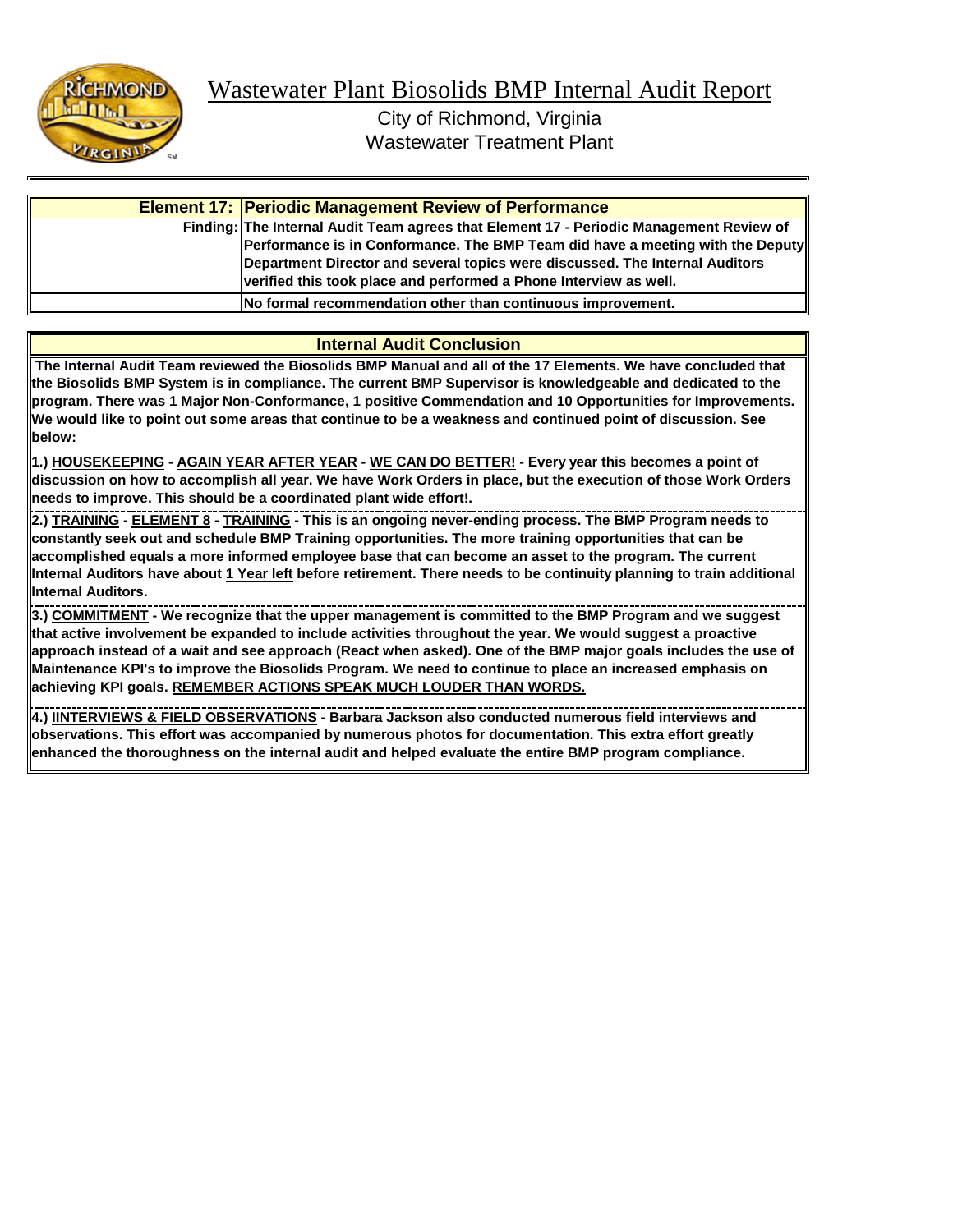# Wastewater Plant Biosolids BMP Internal Audit Report

City of Richmond, Virginia
Wastewater Treatment Plant

| **Element 17:** | **Periodic Management Review of Performance** |
| --- | --- |
| **Finding:** | **The Internal Audit Team agrees that Element 17 - Periodic Management Review of Performance is in Conformance. The BMP Team did have a meeting with the Deputy Department Director and several topics were discussed. The Internal Auditors verified this took place and performed a Phone Interview as well.** |
| | **No formal recommendation other than continuous improvement.** |

## Internal Audit Conclusion

**The Internal Audit Team reviewed the Biosolids BMP Manual and all of the 17 Elements. We have concluded that the Biosolids BMP System is in compliance. The current BMP Supervisor is knowledgeable and dedicated to the program. There was 1 Major Non-Conformance, 1 positive Commendation and 10 Opportunities for Improvements. We would like to point out some areas that continue to be a weakness and continued point of discussion. See below:**

**1.) <u>HOUSEKEEPING</u> - <u>AGAIN YEAR AFTER YEAR</u> - <u>WE CAN DO BETTER!</u> - Every year this becomes a point of discussion on how to accomplish all year. We have Work Orders in place, but the execution of those Work Orders needs to improve. This should be a coordinated plant wide effort!.**

**2.) <u>TRAINING</u> - <u>ELEMENT 8</u> - <u>TRAINING</u> - This is an ongoing never-ending process. The BMP Program needs to constantly seek out and schedule BMP Training opportunities. The more training opportunities that can be accomplished equals a more informed employee base that can become an asset to the program. The current Internal Auditors have about <u>1 Year left</u> before retirement. There needs to be continuity planning to train additional Internal Auditors.**

**3.) <u>COMMITMENT</u> - We recognize that the upper management is committed to the BMP Program and we suggest that active involvement be expanded to include activities throughout the year. We would suggest a proactive approach instead of a wait and see approach (React when asked). One of the BMP major goals includes the use of Maintenance KPI's to improve the Biosolids Program. We need to continue to place an increased emphasis on achieving KPI goals. <u>REMEMBER ACTIONS SPEAK MUCH LOUDER THAN WORDS.</u>**

**4.) <u>IINTERVIEWS & FIELD OBSERVATIONS</u> - Barbara Jackson also conducted numerous field interviews and observations. This effort was accompanied by numerous photos for documentation. This extra effort greatly enhanced the thoroughness on the internal audit and helped evaluate the entire BMP program compliance.**